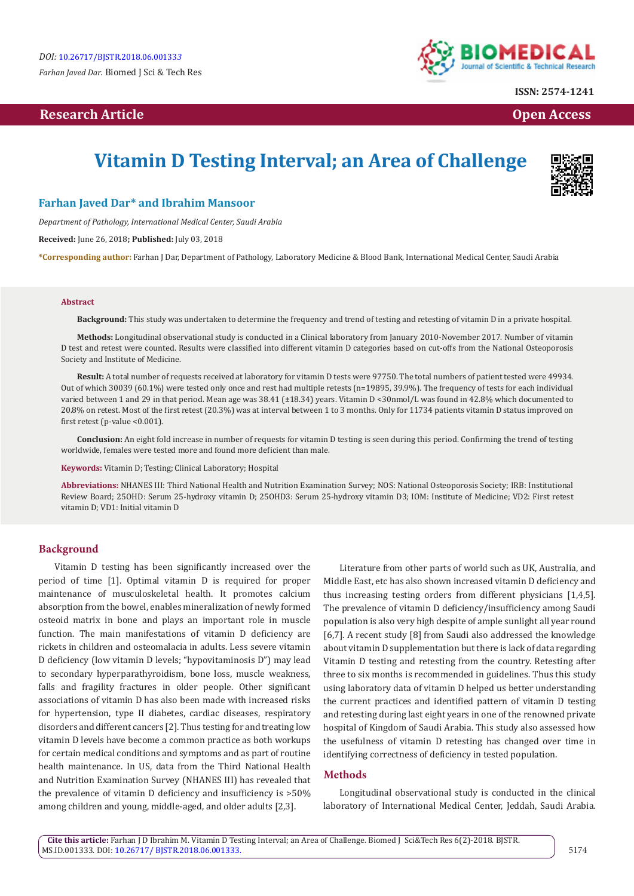DOI: 10.26717/BJSTR.2018.06.001333

*Farhan Javed Dar.* Biomed J Sci & Tech Res

ISSN: 2574-1241

**Research Article** **Open Access**

# Vitamin D Testing Interval; an Area of Challenge

**Farhan Javed Dar\* and Ibrahim Mansoor**

*Department of Pathology, International Medical Center, Saudi Arabia*

**Received:** June 26, 2018; **Published:** July 03, 2018

**\*Corresponding author:** Farhan J Dar, Department of Pathology, Laboratory Medicine & Blood Bank, International Medical Center, Saudi Arabia

## Abstract

**Background:** This study was undertaken to determine the frequency and trend of testing and retesting of vitamin D in a private hospital.

**Methods:** Longitudinal observational study is conducted in a Clinical laboratory from January 2010-November 2017. Number of vitamin D test and retest were counted. Results were classified into different vitamin D categories based on cut-offs from the National Osteoporosis Society and Institute of Medicine.

**Result:** A total number of requests received at laboratory for vitamin D tests were 97750. The total numbers of patient tested were 49934. Out of which 30039 (60.1%) were tested only once and rest had multiple retests (n=19895, 39.9%). The frequency of tests for each individual varied between 1 and 29 in that period. Mean age was 38.41 (±18.34) years. Vitamin D <30nmol/L was found in 42.8% which documented to 20.8% on retest. Most of the first retest (20.3%) was at interval between 1 to 3 months. Only for 11734 patients vitamin D status improved on first retest (p-value <0.001).

**Conclusion:** An eight fold increase in number of requests for vitamin D testing is seen during this period. Confirming the trend of testing worldwide, females were tested more and found more deficient than male.

**Keywords:** Vitamin D; Testing; Clinical Laboratory; Hospital

**Abbreviations:** NHANES III: Third National Health and Nutrition Examination Survey; NOS: National Osteoporosis Society; IRB: Institutional Review Board; 25OHD: Serum 25-hydroxy vitamin D; 25OHD3: Serum 25-hydroxy vitamin D3; IOM: Institute of Medicine; VD2: First retest vitamin D; VD1: Initial vitamin D

## Background

Vitamin D testing has been significantly increased over the period of time [1]. Optimal vitamin D is required for proper maintenance of musculoskeletal health. It promotes calcium absorption from the bowel, enables mineralization of newly formed osteoid matrix in bone and plays an important role in muscle function. The main manifestations of vitamin D deficiency are rickets in children and osteomalacia in adults. Less severe vitamin D deficiency (low vitamin D levels; "hypovitaminosis D") may lead to secondary hyperparathyroidism, bone loss, muscle weakness, falls and fragility fractures in older people. Other significant associations of vitamin D has also been made with increased risks for hypertension, type II diabetes, cardiac diseases, respiratory disorders and different cancers [2]. Thus testing for and treating low vitamin D levels have become a common practice as both workups for certain medical conditions and symptoms and as part of routine health maintenance. In US, data from the Third National Health and Nutrition Examination Survey (NHANES III) has revealed that the prevalence of vitamin D deficiency and insufficiency is >50% among children and young, middle-aged, and older adults [2,3].

Literature from other parts of world such as UK, Australia, and Middle East, etc has also shown increased vitamin D deficiency and thus increasing testing orders from different physicians [1,4,5]. The prevalence of vitamin D deficiency/insufficiency among Saudi population is also very high despite of ample sunlight all year round [6,7]. A recent study [8] from Saudi also addressed the knowledge about vitamin D supplementation but there is lack of data regarding Vitamin D testing and retesting from the country. Retesting after three to six months is recommended in guidelines. Thus this study using laboratory data of vitamin D helped us better understanding the current practices and identified pattern of vitamin D testing and retesting during last eight years in one of the renowned private hospital of Kingdom of Saudi Arabia. This study also assessed how the usefulness of vitamin D retesting has changed over time in identifying correctness of deficiency in tested population.

## Methods

Longitudinal observational study is conducted in the clinical laboratory of International Medical Center, Jeddah, Saudi Arabia.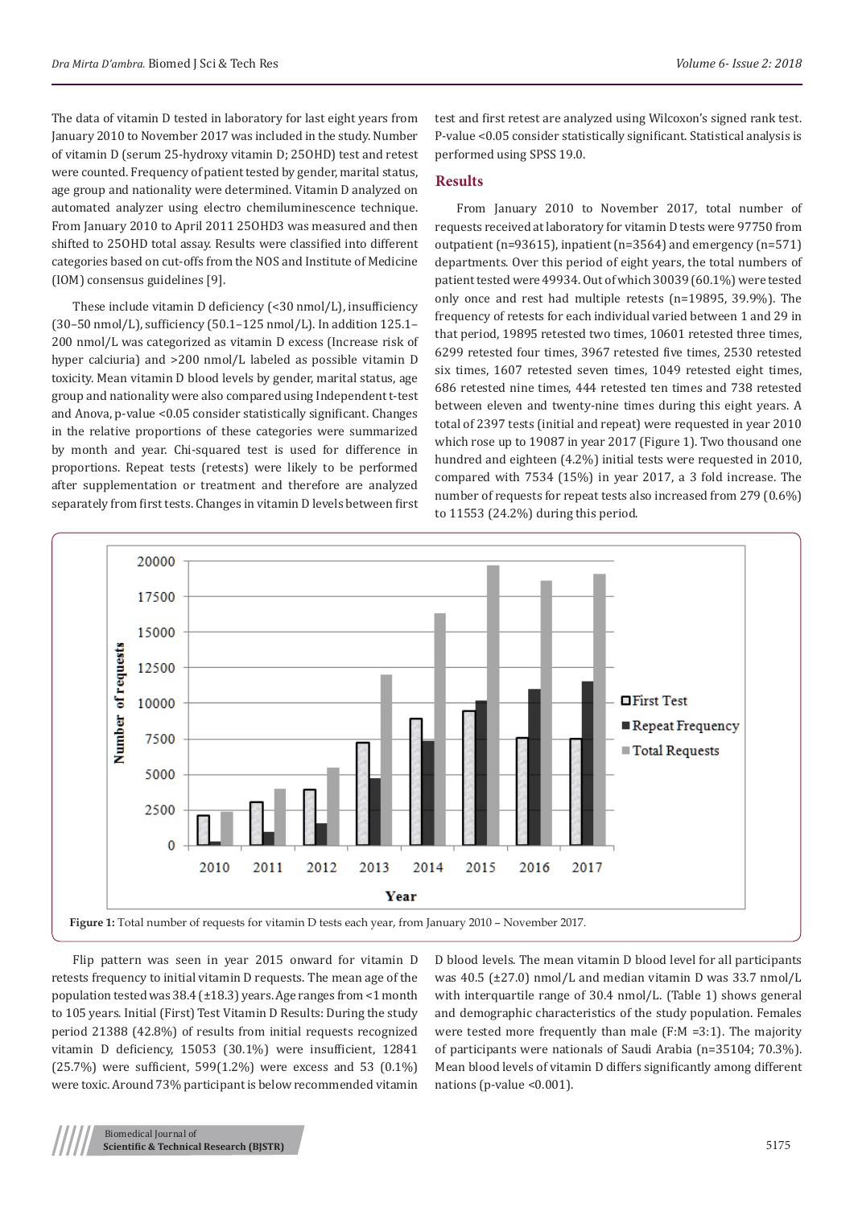The data of vitamin D tested in laboratory for last eight years from January 2010 to November 2017 was included in the study. Number of vitamin D (serum 25-hydroxy vitamin D; 25OHD) test and retest were counted. Frequency of patient tested by gender, marital status, age group and nationality were determined. Vitamin D analyzed on automated analyzer using electro chemiluminescence technique. From January 2010 to April 2011 25OHD3 was measured and then shifted to 25OHD total assay. Results were classified into different categories based on cut-offs from the NOS and Institute of Medicine (IOM) consensus guidelines [9].

These include vitamin D deficiency (<30 nmol/L), insufficiency (30–50 nmol/L), sufficiency (50.1–125 nmol/L). In addition 125.1–200 nmol/L was categorized as vitamin D excess (Increase risk of hyper calciuria) and >200 nmol/L labeled as possible vitamin D toxicity. Mean vitamin D blood levels by gender, marital status, age group and nationality were also compared using Independent t-test and Anova, p-value <0.05 consider statistically significant. Changes in the relative proportions of these categories were summarized by month and year. Chi-squared test is used for difference in proportions. Repeat tests (retests) were likely to be performed after supplementation or treatment and therefore are analyzed separately from first tests. Changes in vitamin D levels between first test and first retest are analyzed using Wilcoxon's signed rank test. P-value <0.05 consider statistically significant. Statistical analysis is performed using SPSS 19.0.

## Results

From January 2010 to November 2017, total number of requests received at laboratory for vitamin D tests were 97750 from outpatient (n=93615), inpatient (n=3564) and emergency (n=571) departments. Over this period of eight years, the total numbers of patient tested were 49934. Out of which 30039 (60.1%) were tested only once and rest had multiple retests (n=19895, 39.9%). The frequency of retests for each individual varied between 1 and 29 in that period, 19895 retested two times, 10601 retested three times, 6299 retested four times, 3967 retested five times, 2530 retested six times, 1607 retested seven times, 1049 retested eight times, 686 retested nine times, 444 retested ten times and 738 retested between eleven and twenty-nine times during this eight years. A total of 2397 tests (initial and repeat) were requested in year 2010 which rose up to 19087 in year 2017 (Figure 1). Two thousand one hundred and eighteen (4.2%) initial tests were requested in 2010, compared with 7534 (15%) in year 2017, a 3 fold increase. The number of requests for repeat tests also increased from 279 (0.6%) to 11553 (24.2%) during this period.

**Figure 1:** Total number of requests for vitamin D tests each year, from January 2010 – November 2017.

Flip pattern was seen in year 2015 onward for vitamin D retests frequency to initial vitamin D requests. The mean age of the population tested was 38.4 (±18.3) years. Age ranges from <1 month to 105 years. Initial (First) Test Vitamin D Results: During the study period 21388 (42.8%) of results from initial requests recognized vitamin D deficiency, 15053 (30.1%) were insufficient, 12841 (25.7%) were sufficient, 599(1.2%) were excess and 53 (0.1%) were toxic. Around 73% participant is below recommended vitamin D blood levels. The mean vitamin D blood level for all participants was 40.5 (±27.0) nmol/L and median vitamin D was 33.7 nmol/L with interquartile range of 30.4 nmol/L. (Table 1) shows general and demographic characteristics of the study population. Females were tested more frequently than male (F:M =3:1). The majority of participants were nationals of Saudi Arabia (n=35104; 70.3%). Mean blood levels of vitamin D differs significantly among different nations (p-value <0.001).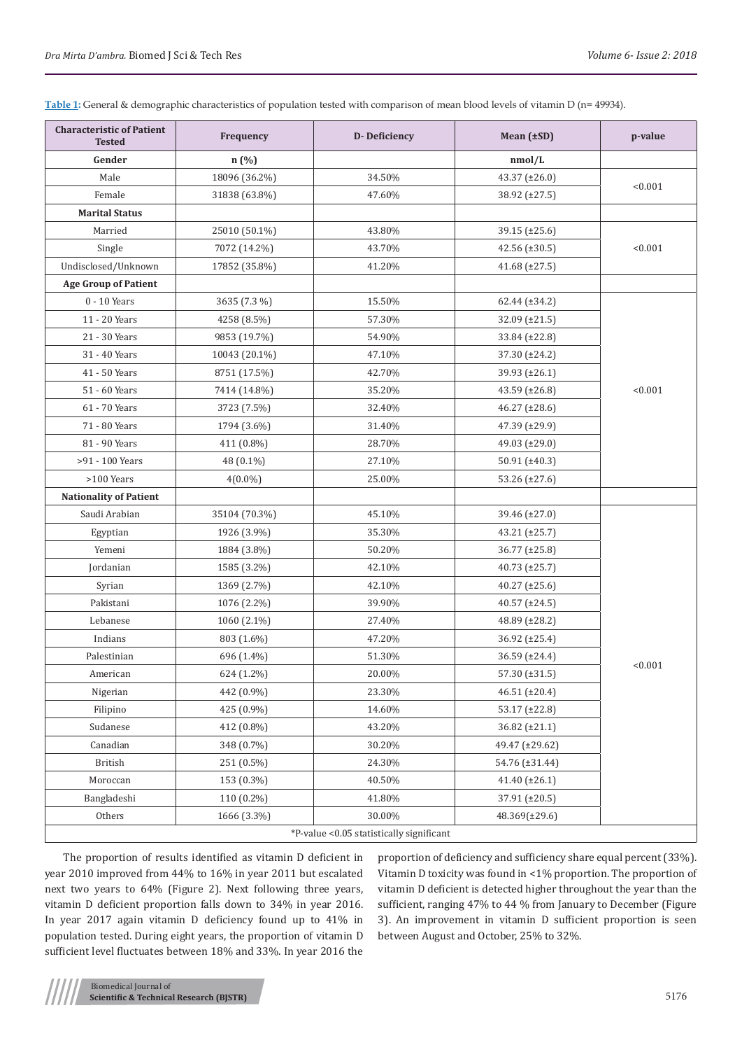**Table 1:** General & demographic characteristics of population tested with comparison of mean blood levels of vitamin D (n= 49934).

| Characteristic of Patient Tested | Frequency | D- Deficiency | Mean (±SD) | p-value |
|---|---|---|---|---|
| **Gender** | **n (%)** | | **nmol/L** | |
| Male | 18096 (36.2%) | 34.50% | 43.37 (±26.0) | <0.001 |
| Female | 31838 (63.8%) | 47.60% | 38.92 (±27.5) | |
| **Marital Status** | | | | |
| Married | 25010 (50.1%) | 43.80% | 39.15 (±25.6) | <0.001 |
| Single | 7072 (14.2%) | 43.70% | 42.56 (±30.5) | |
| Undisclosed/Unknown | 17852 (35.8%) | 41.20% | 41.68 (±27.5) | |
| **Age Group of Patient** | | | | |
| 0 - 10 Years | 3635 (7.3 %) | 15.50% | 62.44 (±34.2) | <0.001 |
| 11 - 20 Years | 4258 (8.5%) | 57.30% | 32.09 (±21.5) | |
| 21 - 30 Years | 9853 (19.7%) | 54.90% | 33.84 (±22.8) | |
| 31 - 40 Years | 10043 (20.1%) | 47.10% | 37.30 (±24.2) | |
| 41 - 50 Years | 8751 (17.5%) | 42.70% | 39.93 (±26.1) | |
| 51 - 60 Years | 7414 (14.8%) | 35.20% | 43.59 (±26.8) | |
| 61 - 70 Years | 3723 (7.5%) | 32.40% | 46.27 (±28.6) | |
| 71 - 80 Years | 1794 (3.6%) | 31.40% | 47.39 (±29.9) | |
| 81 - 90 Years | 411 (0.8%) | 28.70% | 49.03 (±29.0) | |
| >91 - 100 Years | 48 (0.1%) | 27.10% | 50.91 (±40.3) | |
| >100 Years | 4(0.0%) | 25.00% | 53.26 (±27.6) | |
| **Nationality of Patient** | | | | |
| Saudi Arabian | 35104 (70.3%) | 45.10% | 39.46 (±27.0) | <0.001 |
| Egyptian | 1926 (3.9%) | 35.30% | 43.21 (±25.7) | |
| Yemeni | 1884 (3.8%) | 50.20% | 36.77 (±25.8) | |
| Jordanian | 1585 (3.2%) | 42.10% | 40.73 (±25.7) | |
| Syrian | 1369 (2.7%) | 42.10% | 40.27 (±25.6) | |
| Pakistani | 1076 (2.2%) | 39.90% | 40.57 (±24.5) | |
| Lebanese | 1060 (2.1%) | 27.40% | 48.89 (±28.2) | |
| Indians | 803 (1.6%) | 47.20% | 36.92 (±25.4) | |
| Palestinian | 696 (1.4%) | 51.30% | 36.59 (±24.4) | |
| American | 624 (1.2%) | 20.00% | 57.30 (±31.5) | |
| Nigerian | 442 (0.9%) | 23.30% | 46.51 (±20.4) | |
| Filipino | 425 (0.9%) | 14.60% | 53.17 (±22.8) | |
| Sudanese | 412 (0.8%) | 43.20% | 36.82 (±21.1) | |
| Canadian | 348 (0.7%) | 30.20% | 49.47 (±29.62) | |
| British | 251 (0.5%) | 24.30% | 54.76 (±31.44) | |
| Moroccan | 153 (0.3%) | 40.50% | 41.40 (±26.1) | |
| Bangladeshi | 110 (0.2%) | 41.80% | 37.91 (±20.5) | |
| Others | 1666 (3.3%) | 30.00% | 48.369(±29.6) | |

*P-value <0.05 statistically significant

The proportion of results identified as vitamin D deficient in year 2010 improved from 44% to 16% in year 2011 but escalated next two years to 64% (Figure 2). Next following three years, vitamin D deficient proportion falls down to 34% in year 2016. In year 2017 again vitamin D deficiency found up to 41% in population tested. During eight years, the proportion of vitamin D sufficient level fluctuates between 18% and 33%. In year 2016 the proportion of deficiency and sufficiency share equal percent (33%). Vitamin D toxicity was found in <1% proportion. The proportion of vitamin D deficient is detected higher throughout the year than the sufficient, ranging 47% to 44 % from January to December (Figure 3). An improvement in vitamin D sufficient proportion is seen between August and October, 25% to 32%.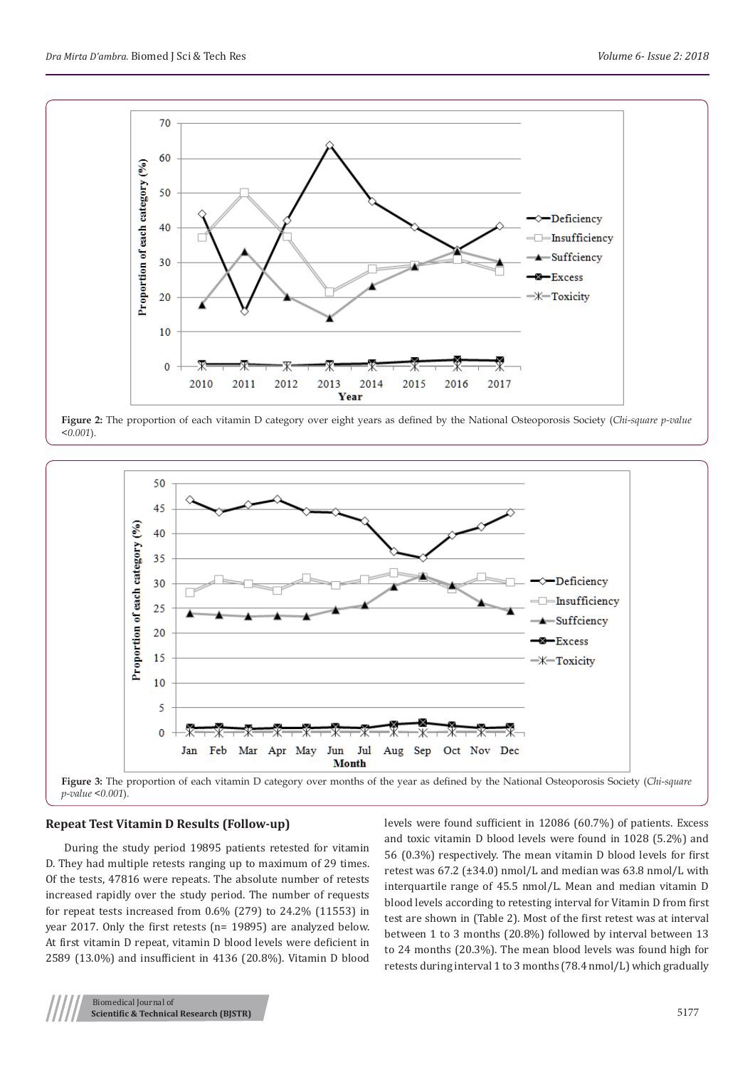**Figure 2:** The proportion of each vitamin D category over eight years as defined by the National Osteoporosis Society (*Chi-square p-value <0.001*).

**Figure 3:** The proportion of each vitamin D category over months of the year as defined by the National Osteoporosis Society (*Chi-square p-value <0.001*).

## Repeat Test Vitamin D Results (Follow-up)

During the study period 19895 patients retested for vitamin D. They had multiple retests ranging up to maximum of 29 times. Of the tests, 47816 were repeats. The absolute number of retests increased rapidly over the study period. The number of requests for repeat tests increased from 0.6% (279) to 24.2% (11553) in year 2017. Only the first retests (n= 19895) are analyzed below. At first vitamin D repeat, vitamin D blood levels were deficient in 2589 (13.0%) and insufficient in 4136 (20.8%). Vitamin D blood levels were found sufficient in 12086 (60.7%) of patients. Excess and toxic vitamin D blood levels were found in 1028 (5.2%) and 56 (0.3%) respectively. The mean vitamin D blood levels for first retest was 67.2 (±34.0) nmol/L and median was 63.8 nmol/L with interquartile range of 45.5 nmol/L. Mean and median vitamin D blood levels according to retesting interval for Vitamin D from first test are shown in (Table 2). Most of the first retest was at interval between 1 to 3 months (20.8%) followed by interval between 13 to 24 months (20.3%). The mean blood levels was found high for retests during interval 1 to 3 months (78.4 nmol/L) which gradually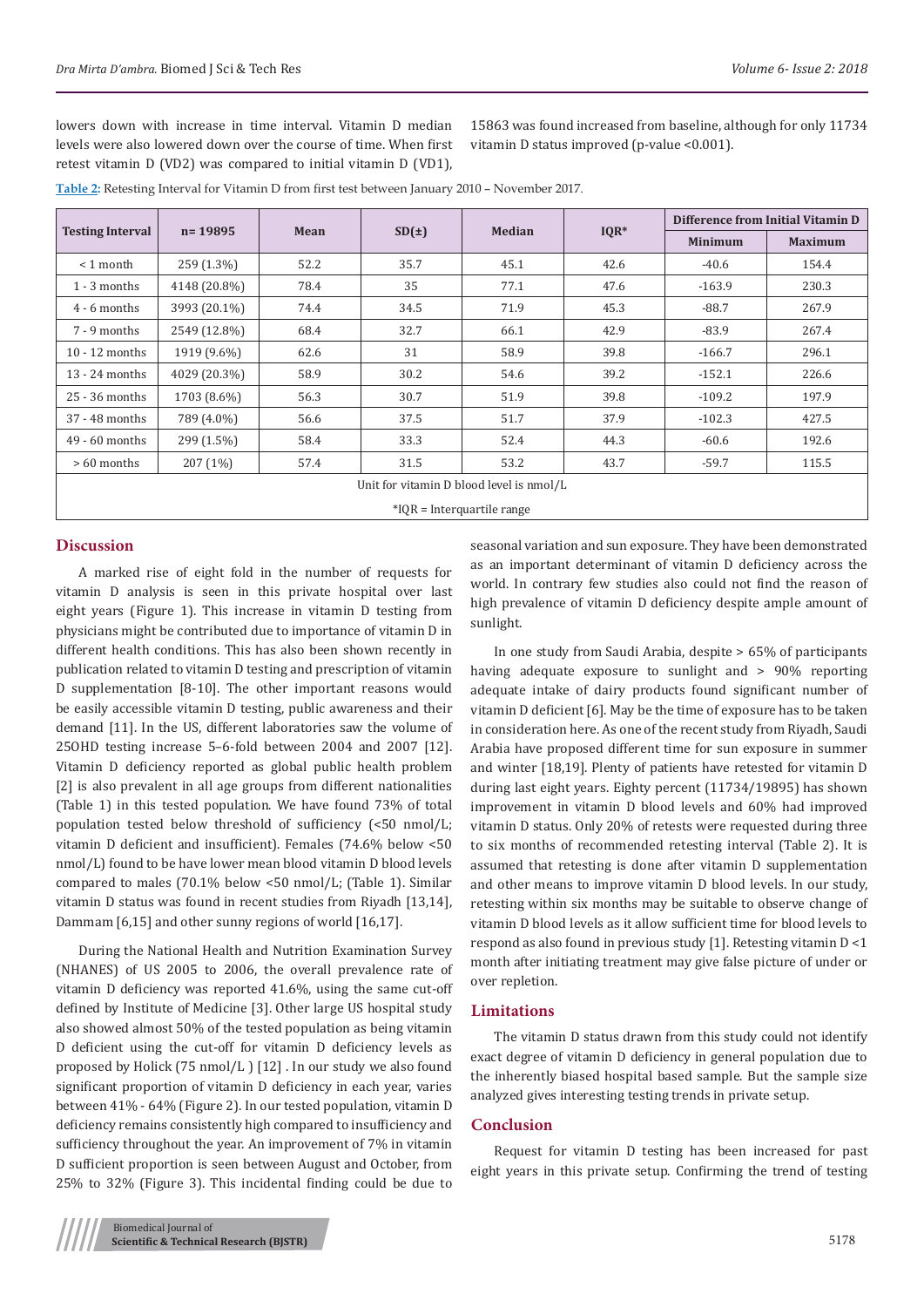lowers down with increase in time interval. Vitamin D median levels were also lowered down over the course of time. When first retest vitamin D (VD2) was compared to initial vitamin D (VD1), 15863 was found increased from baseline, although for only 11734 vitamin D status improved (p-value <0.001).

**Table 2:** Retesting Interval for Vitamin D from first test between January 2010 – November 2017.

| Testing Interval | n= 19895 | Mean | SD(±) | Median | IQR* | Difference from Initial Vitamin D | |
|---|---|---|---|---|---|---|---|
| | | | | | | Minimum | Maximum |
| < 1 month | 259 (1.3%) | 52.2 | 35.7 | 45.1 | 42.6 | -40.6 | 154.4 |
| 1 - 3 months | 4148 (20.8%) | 78.4 | 35 | 77.1 | 47.6 | -163.9 | 230.3 |
| 4 - 6 months | 3993 (20.1%) | 74.4 | 34.5 | 71.9 | 45.3 | -88.7 | 267.9 |
| 7 - 9 months | 2549 (12.8%) | 68.4 | 32.7 | 66.1 | 42.9 | -83.9 | 267.4 |
| 10 - 12 months | 1919 (9.6%) | 62.6 | 31 | 58.9 | 39.8 | -166.7 | 296.1 |
| 13 - 24 months | 4029 (20.3%) | 58.9 | 30.2 | 54.6 | 39.2 | -152.1 | 226.6 |
| 25 - 36 months | 1703 (8.6%) | 56.3 | 30.7 | 51.9 | 39.8 | -109.2 | 197.9 |
| 37 - 48 months | 789 (4.0%) | 56.6 | 37.5 | 51.7 | 37.9 | -102.3 | 427.5 |
| 49 - 60 months | 299 (1.5%) | 58.4 | 33.3 | 52.4 | 44.3 | -60.6 | 192.6 |
| > 60 months | 207 (1%) | 57.4 | 31.5 | 53.2 | 43.7 | -59.7 | 115.5 |

Unit for vitamin D blood level is nmol/L

*IQR = Interquartile range

## Discussion

A marked rise of eight fold in the number of requests for vitamin D analysis is seen in this private hospital over last eight years (Figure 1). This increase in vitamin D testing from physicians might be contributed due to importance of vitamin D in different health conditions. This has also been shown recently in publication related to vitamin D testing and prescription of vitamin D supplementation [8-10]. The other important reasons would be easily accessible vitamin D testing, public awareness and their demand [11]. In the US, different laboratories saw the volume of 25OHD testing increase 5–6-fold between 2004 and 2007 [12]. Vitamin D deficiency reported as global public health problem [2] is also prevalent in all age groups from different nationalities (Table 1) in this tested population. We have found 73% of total population tested below threshold of sufficiency (<50 nmol/L; vitamin D deficient and insufficient). Females (74.6% below <50 nmol/L) found to be have lower mean blood vitamin D blood levels compared to males (70.1% below <50 nmol/L; (Table 1). Similar vitamin D status was found in recent studies from Riyadh [13,14], Dammam [6,15] and other sunny regions of world [16,17].

During the National Health and Nutrition Examination Survey (NHANES) of US 2005 to 2006, the overall prevalence rate of vitamin D deficiency was reported 41.6%, using the same cut-off defined by Institute of Medicine [3]. Other large US hospital study also showed almost 50% of the tested population as being vitamin D deficient using the cut-off for vitamin D deficiency levels as proposed by Holick (75 nmol/L ) [12] . In our study we also found significant proportion of vitamin D deficiency in each year, varies between 41% - 64% (Figure 2). In our tested population, vitamin D deficiency remains consistently high compared to insufficiency and sufficiency throughout the year. An improvement of 7% in vitamin D sufficient proportion is seen between August and October, from 25% to 32% (Figure 3). This incidental finding could be due to seasonal variation and sun exposure. They have been demonstrated as an important determinant of vitamin D deficiency across the world. In contrary few studies also could not find the reason of high prevalence of vitamin D deficiency despite ample amount of sunlight.

In one study from Saudi Arabia, despite > 65% of participants having adequate exposure to sunlight and > 90% reporting adequate intake of dairy products found significant number of vitamin D deficient [6]. May be the time of exposure has to be taken in consideration here. As one of the recent study from Riyadh, Saudi Arabia have proposed different time for sun exposure in summer and winter [18,19]. Plenty of patients have retested for vitamin D during last eight years. Eighty percent (11734/19895) has shown improvement in vitamin D blood levels and 60% had improved vitamin D status. Only 20% of retests were requested during three to six months of recommended retesting interval (Table 2). It is assumed that retesting is done after vitamin D supplementation and other means to improve vitamin D blood levels. In our study, retesting within six months may be suitable to observe change of vitamin D blood levels as it allow sufficient time for blood levels to respond as also found in previous study [1]. Retesting vitamin D <1 month after initiating treatment may give false picture of under or over repletion.

## Limitations

The vitamin D status drawn from this study could not identify exact degree of vitamin D deficiency in general population due to the inherently biased hospital based sample. But the sample size analyzed gives interesting testing trends in private setup.

## Conclusion

Request for vitamin D testing has been increased for past eight years in this private setup. Confirming the trend of testing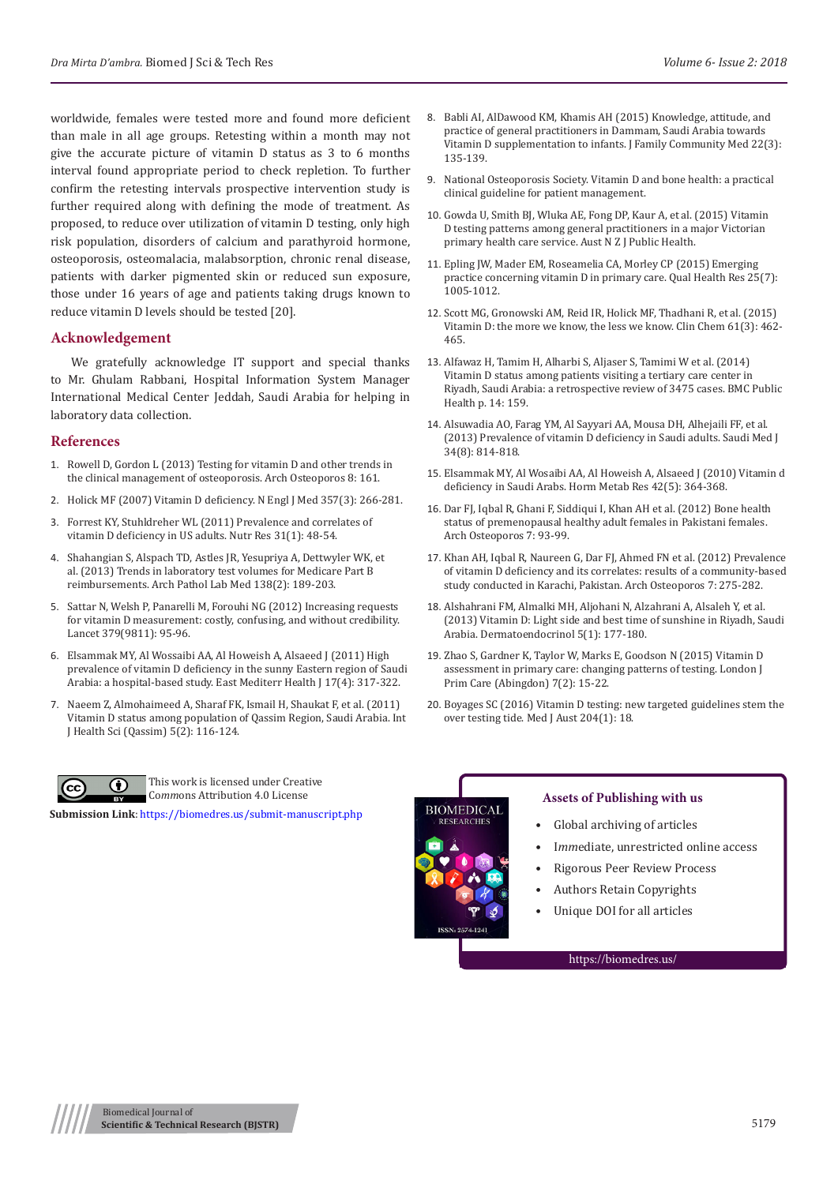worldwide, females were tested more and found more deficient than male in all age groups. Retesting within a month may not give the accurate picture of vitamin D status as 3 to 6 months interval found appropriate period to check repletion. To further confirm the retesting intervals prospective intervention study is further required along with defining the mode of treatment. As proposed, to reduce over utilization of vitamin D testing, only high risk population, disorders of calcium and parathyroid hormone, osteoporosis, osteomalacia, malabsorption, chronic renal disease, patients with darker pigmented skin or reduced sun exposure, those under 16 years of age and patients taking drugs known to reduce vitamin D levels should be tested [20].

## Acknowledgement

We gratefully acknowledge IT support and special thanks to Mr. Ghulam Rabbani, Hospital Information System Manager International Medical Center Jeddah, Saudi Arabia for helping in laboratory data collection.

## References

1. Rowell D, Gordon L (2013) Testing for vitamin D and other trends in the clinical management of osteoporosis. Arch Osteoporos 8: 161.
2. Holick MF (2007) Vitamin D deficiency. N Engl J Med 357(3): 266-281.
3. Forrest KY, Stuhldreher WL (2011) Prevalence and correlates of vitamin D deficiency in US adults. Nutr Res 31(1): 48-54.
4. Shahangian S, Alspach TD, Astles JR, Yesupriya A, Dettwyler WK, et al. (2013) Trends in laboratory test volumes for Medicare Part B reimbursements. Arch Pathol Lab Med 138(2): 189-203.
5. Sattar N, Welsh P, Panarelli M, Forouhi NG (2012) Increasing requests for vitamin D measurement: costly, confusing, and without credibility. Lancet 379(9811): 95-96.
6. Elsammak MY, Al Wossaibi AA, Al Howeish A, Alsaeed J (2011) High prevalence of vitamin D deficiency in the sunny Eastern region of Saudi Arabia: a hospital-based study. East Mediterr Health J 17(4): 317-322.
7. Naeem Z, Almohaimeed A, Sharaf FK, Ismail H, Shaukat F, et al. (2011) Vitamin D status among population of Qassim Region, Saudi Arabia. Int J Health Sci (Qassim) 5(2): 116-124.
8. Babli AI, AlDawood KM, Khamis AH (2015) Knowledge, attitude, and practice of general practitioners in Dammam, Saudi Arabia towards Vitamin D supplementation to infants. J Family Community Med 22(3): 135-139.
9. National Osteoporosis Society. Vitamin D and bone health: a practical clinical guideline for patient management.
10. Gowda U, Smith BJ, Wluka AE, Fong DP, Kaur A, et al. (2015) Vitamin D testing patterns among general practitioners in a major Victorian primary health care service. Aust N Z J Public Health.
11. Epling JW, Mader EM, Roseamelia CA, Morley CP (2015) Emerging practice concerning vitamin D in primary care. Qual Health Res 25(7): 1005-1012.
12. Scott MG, Gronowski AM, Reid IR, Holick MF, Thadhani R, et al. (2015) Vitamin D: the more we know, the less we know. Clin Chem 61(3): 462-465.
13. Alfawaz H, Tamim H, Alharbi S, Aljaser S, Tamimi W et al. (2014) Vitamin D status among patients visiting a tertiary care center in Riyadh, Saudi Arabia: a retrospective review of 3475 cases. BMC Public Health p. 14: 159.
14. Alsuwadia AO, Farag YM, Al Sayyari AA, Mousa DH, Alhejaili FF, et al. (2013) Prevalence of vitamin D deficiency in Saudi adults. Saudi Med J 34(8): 814-818.
15. Elsammak MY, Al Wosaibi AA, Al Howeish A, Alsaeed J (2010) Vitamin d deficiency in Saudi Arabs. Horm Metab Res 42(5): 364-368.
16. Dar FJ, Iqbal R, Ghani F, Siddiqui I, Khan AH et al. (2012) Bone health status of premenopausal healthy adult females in Pakistani females. Arch Osteoporos 7: 93-99.
17. Khan AH, Iqbal R, Naureen G, Dar FJ, Ahmed FN et al. (2012) Prevalence of vitamin D deficiency and its correlates: results of a community-based study conducted in Karachi, Pakistan. Arch Osteoporos 7: 275-282.
18. Alshahrani FM, Almalki MH, Aljohani N, Alzahrani A, Alsaleh Y, et al. (2013) Vitamin D: Light side and best time of sunshine in Riyadh, Saudi Arabia. Dermatoendocrinol 5(1): 177-180.
19. Zhao S, Gardner K, Taylor W, Marks E, Goodson N (2015) Vitamin D assessment in primary care: changing patterns of testing. London J Prim Care (Abingdon) 7(2): 15-22.
20. Boyages SC (2016) Vitamin D testing: new targeted guidelines stem the over testing tide. Med J Aust 204(1): 18.

This work is licensed under Creative Commons Attribution 4.0 License

**Submission Link**: https://biomedres.us/submit-manuscript.php

### Assets of Publishing with us

- Global archiving of articles
- Immediate, unrestricted online access
- Rigorous Peer Review Process
- Authors Retain Copyrights
- Unique DOI for all articles

https://biomedres.us/